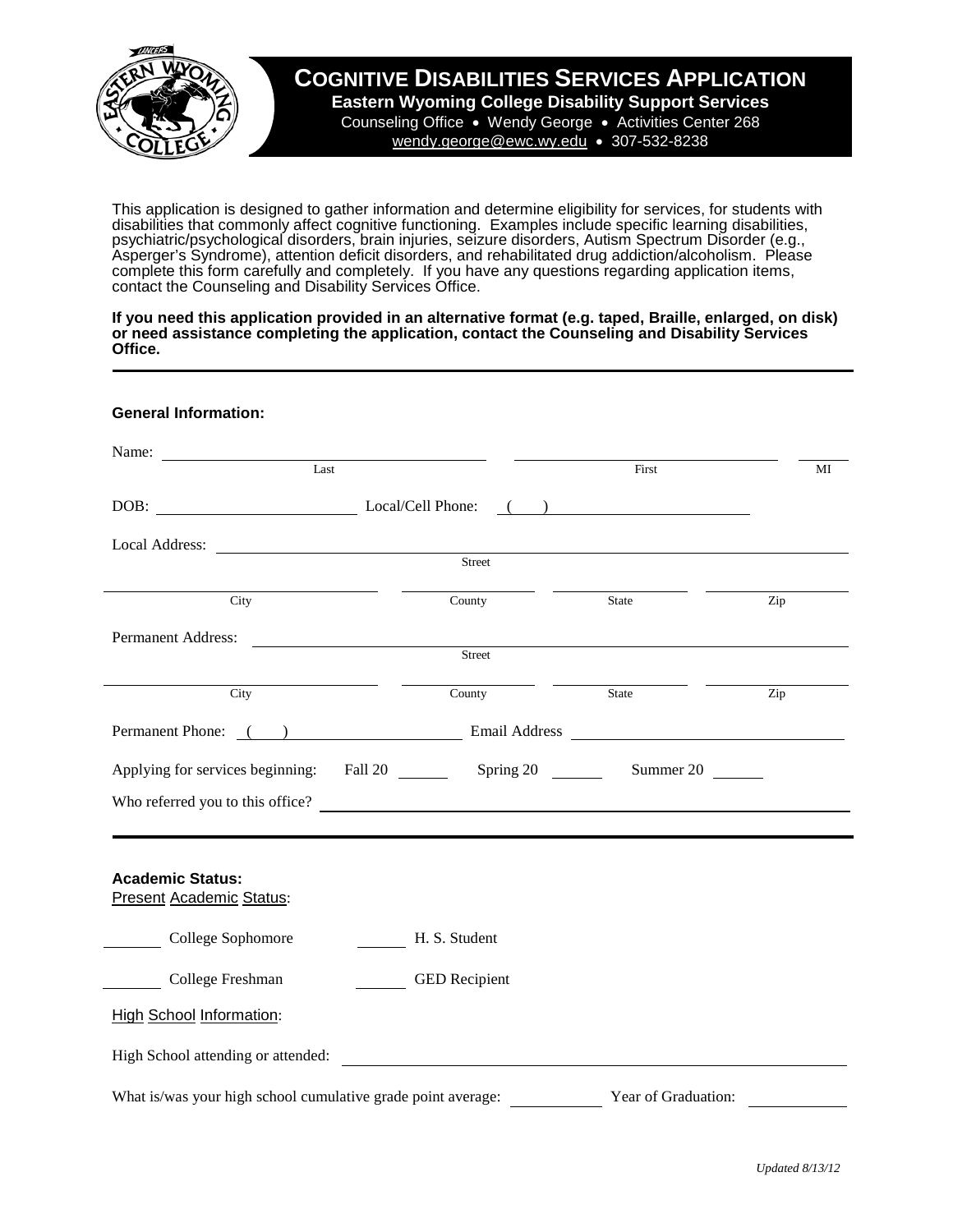# COGNITIVE DISABILITIES SERVICES APPLICATION

**Eastern Wyoming College Disability Support Services**

Counseling Office • Wendy George • Activities Center 268

wendy.george@ewc.wy.edu • 307-532-8238

This application is designed to gather information and determine eligibility for services, for students with disabilities that commonly affect cognitive functioning. Examples include specific learning disabilities, psychiatric/psychological disorders, brain injuries, seizure disorders, Autism Spectrum Disorder (e.g., Asperger's Syndrome), attention deficit disorders, and rehabilitated drug addiction/alcoholism. Please complete this form carefully and completely. If you have any questions regarding application items, contact the Counseling and Disability Services Office.

**If you need this application provided in an alternative format (e.g. taped, Braille, enlarged, on disk) or need assistance completing the application, contact the Counseling and Disability Services Office.**

---

**General Information:**

Name: ______________________ ______________________ ____
Last First MI

DOB: ______________ Local/Cell Phone: ( ) ______________

Local Address: ______________________________________
Street

______________ ______________ ______________ ______________
City County State Zip

Permanent Address: ______________________________________
Street

______________ ______________ ______________ ______________
City County State Zip

Permanent Phone: ( ) ______________ Email Address ______________

Applying for services beginning: Fall 20 ______ Spring 20 ______ Summer 20 ______

Who referred you to this office? ______________________________________

---

**Academic Status:**

Present Academic Status:

______ College Sophomore ______ H. S. Student

______ College Freshman ______ GED Recipient

High School Information:

High School attending or attended: ______________________________________

What is/was your high school cumulative grade point average: ______ Year of Graduation: ______

*Updated 8/13/12*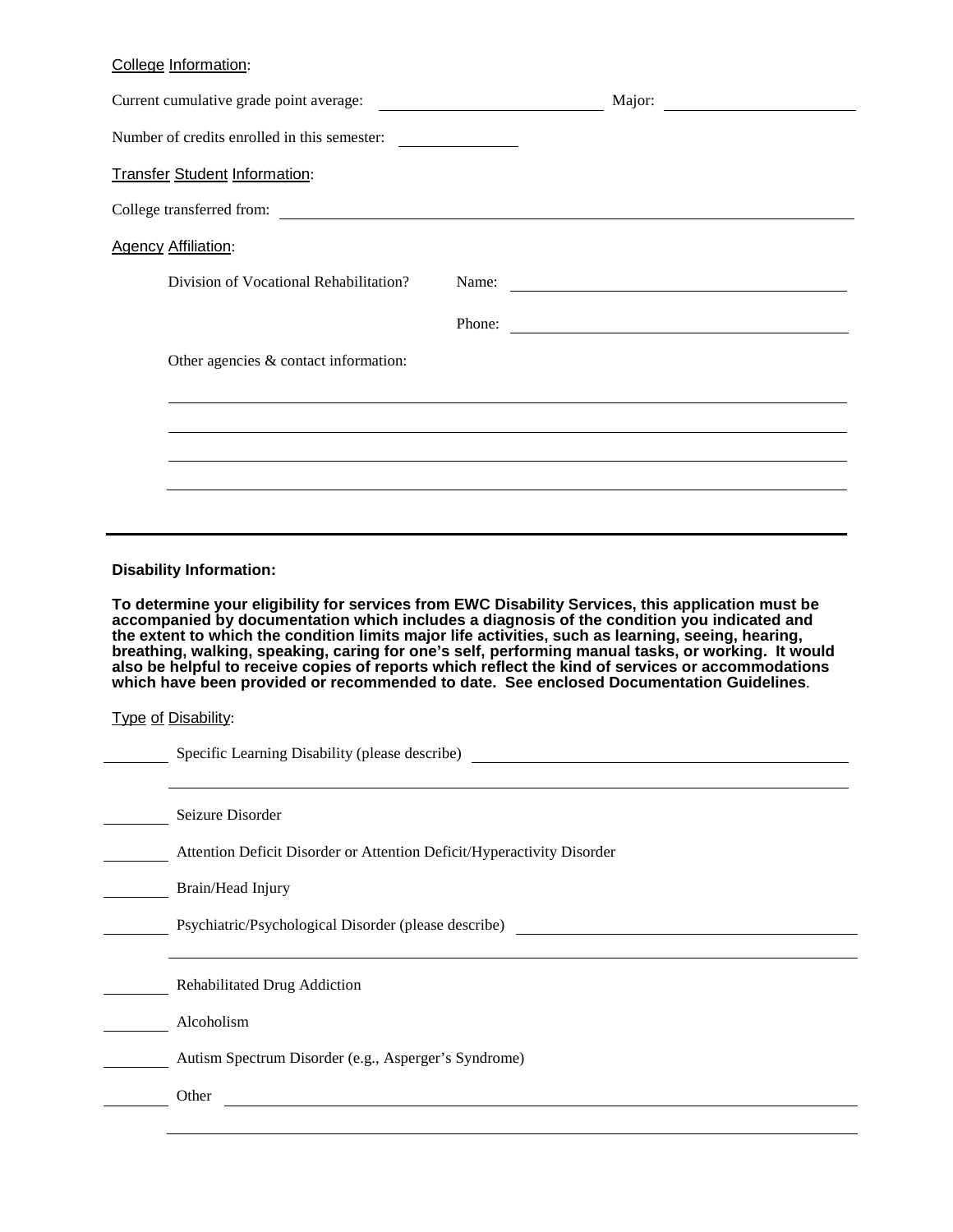College Information:

Current cumulative grade point average: ______________________ Major: ______________________

Number of credits enrolled in this semester: ____________

Transfer Student Information:

College transferred from: ________________________________________________

Agency Affiliation:

Division of Vocational Rehabilitation? Name: ______________________________

Phone: ______________________________

Other agencies & contact information:

________________________________________________

________________________________________________

________________________________________________

________________________________________________

---

**Disability Information:**

**To determine your eligibility for services from EWC Disability Services, this application must be accompanied by documentation which includes a diagnosis of the condition you indicated and the extent to which the condition limits major life activities, such as learning, seeing, hearing, breathing, walking, speaking, caring for one's self, performing manual tasks, or working. It would also be helpful to receive copies of reports which reflect the kind of services or accommodations which have been provided or recommended to date. See enclosed Documentation Guidelines**.

Type of Disability:

______ Specific Learning Disability (please describe) ______________________________

________________________________________________

______ Seizure Disorder

______ Attention Deficit Disorder or Attention Deficit/Hyperactivity Disorder

______ Brain/Head Injury

______ Psychiatric/Psychological Disorder (please describe) ______________________________

________________________________________________

______ Rehabilitated Drug Addiction

______ Alcoholism

______ Autism Spectrum Disorder (e.g., Asperger's Syndrome)

______ Other ________________________________________________

________________________________________________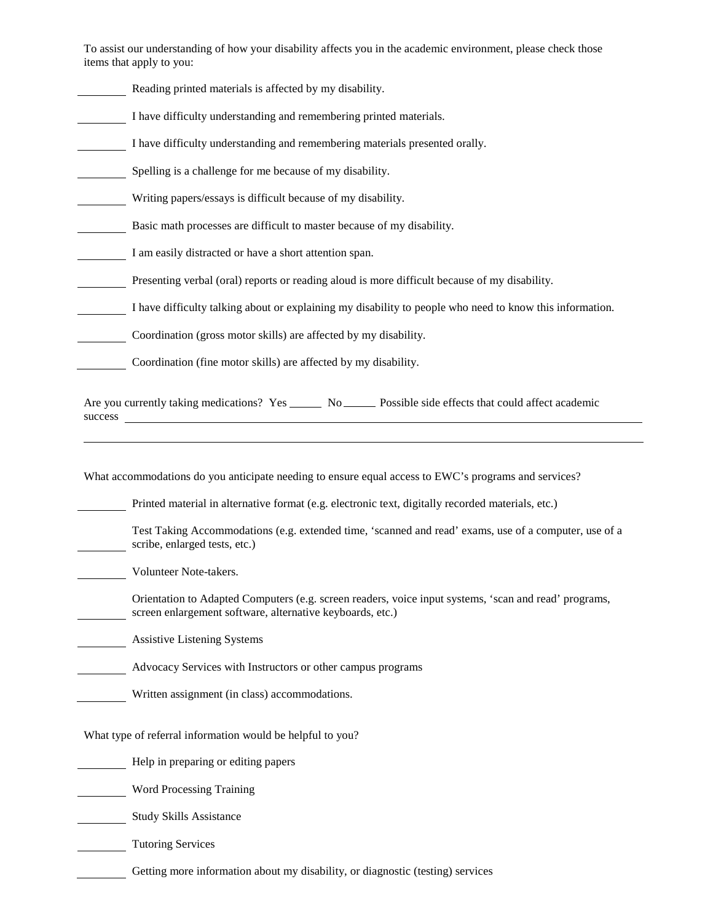To assist our understanding of how your disability affects you in the academic environment, please check those items that apply to you:

________ Reading printed materials is affected by my disability.

________ I have difficulty understanding and remembering printed materials.

________ I have difficulty understanding and remembering materials presented orally.

________ Spelling is a challenge for me because of my disability.

________ Writing papers/essays is difficult because of my disability.

________ Basic math processes are difficult to master because of my disability.

________ I am easily distracted or have a short attention span.

________ Presenting verbal (oral) reports or reading aloud is more difficult because of my disability.

________ I have difficulty talking about or explaining my disability to people who need to know this information.

________ Coordination (gross motor skills) are affected by my disability.

________ Coordination (fine motor skills) are affected by my disability.

Are you currently taking medications? Yes ______ No ______ Possible side effects that could affect academic success ________________________________________________________________________________

________________________________________________________________________________________________

What accommodations do you anticipate needing to ensure equal access to EWC's programs and services?

________ Printed material in alternative format (e.g. electronic text, digitally recorded materials, etc.)

________ Test Taking Accommodations (e.g. extended time, 'scanned and read' exams, use of a computer, use of a scribe, enlarged tests, etc.)

________ Volunteer Note-takers.

________ Orientation to Adapted Computers (e.g. screen readers, voice input systems, 'scan and read' programs, screen enlargement software, alternative keyboards, etc.)

________ Assistive Listening Systems

________ Advocacy Services with Instructors or other campus programs

________ Written assignment (in class) accommodations.

What type of referral information would be helpful to you?

________ Help in preparing or editing papers

________ Word Processing Training

________ Study Skills Assistance

________ Tutoring Services

________ Getting more information about my disability, or diagnostic (testing) services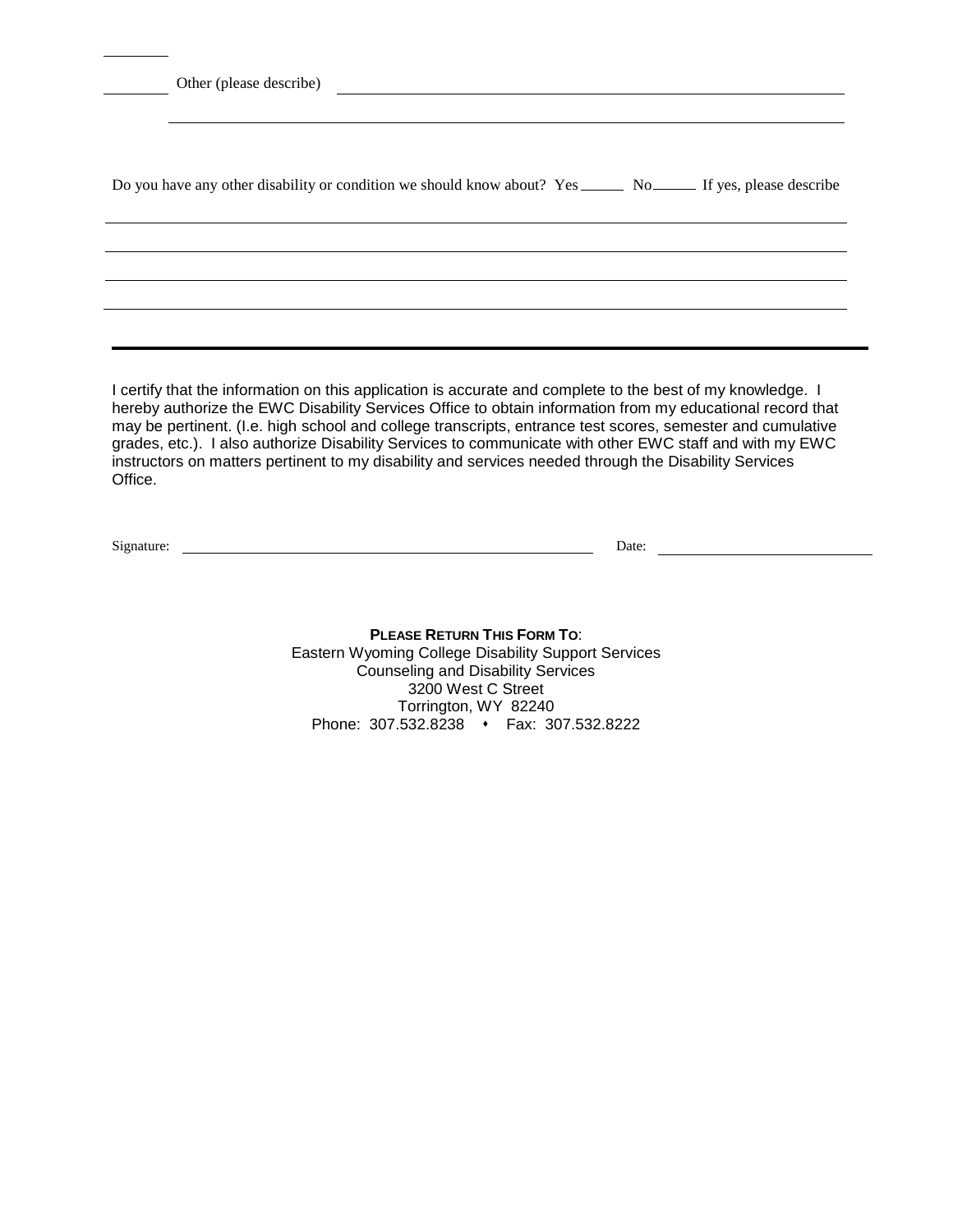\_\_\_\_\_\_\_\_

\_\_\_\_\_\_\_\_ Other (please describe) \_\_\_\_\_\_\_\_\_\_\_\_\_\_\_\_\_\_\_\_\_\_\_\_\_\_\_\_\_\_\_\_\_\_\_\_\_\_\_\_\_\_\_\_\_\_\_\_

\_\_\_\_\_\_\_\_\_\_\_\_\_\_\_\_\_\_\_\_\_\_\_\_\_\_\_\_\_\_\_\_\_\_\_\_\_\_\_\_\_\_\_\_\_\_\_\_\_\_\_\_\_\_\_\_\_\_\_\_\_\_\_\_\_\_\_\_\_\_\_\_\_\_\_\_

Do you have any other disability or condition we should know about? Yes \_\_\_\_\_ No \_\_\_\_\_ If yes, please describe

\_\_\_\_\_\_\_\_\_\_\_\_\_\_\_\_\_\_\_\_\_\_\_\_\_\_\_\_\_\_\_\_\_\_\_\_\_\_\_\_\_\_\_\_\_\_\_\_\_\_\_\_\_\_\_\_\_\_\_\_\_\_\_\_\_\_\_\_\_\_\_\_\_\_\_\_

\_\_\_\_\_\_\_\_\_\_\_\_\_\_\_\_\_\_\_\_\_\_\_\_\_\_\_\_\_\_\_\_\_\_\_\_\_\_\_\_\_\_\_\_\_\_\_\_\_\_\_\_\_\_\_\_\_\_\_\_\_\_\_\_\_\_\_\_\_\_\_\_\_\_\_\_

\_\_\_\_\_\_\_\_\_\_\_\_\_\_\_\_\_\_\_\_\_\_\_\_\_\_\_\_\_\_\_\_\_\_\_\_\_\_\_\_\_\_\_\_\_\_\_\_\_\_\_\_\_\_\_\_\_\_\_\_\_\_\_\_\_\_\_\_\_\_\_\_\_\_\_\_

\_\_\_\_\_\_\_\_\_\_\_\_\_\_\_\_\_\_\_\_\_\_\_\_\_\_\_\_\_\_\_\_\_\_\_\_\_\_\_\_\_\_\_\_\_\_\_\_\_\_\_\_\_\_\_\_\_\_\_\_\_\_\_\_\_\_\_\_\_\_\_\_\_\_\_\_

---

I certify that the information on this application is accurate and complete to the best of my knowledge. I hereby authorize the EWC Disability Services Office to obtain information from my educational record that may be pertinent. (I.e. high school and college transcripts, entrance test scores, semester and cumulative grades, etc.). I also authorize Disability Services to communicate with other EWC staff and with my EWC instructors on matters pertinent to my disability and services needed through the Disability Services Office.

Signature: \_\_\_\_\_\_\_\_\_\_\_\_\_\_\_\_\_\_\_\_\_\_\_\_\_\_\_\_\_\_\_\_\_\_\_\_\_\_\_\_ Date: \_\_\_\_\_\_\_\_\_\_\_\_\_\_\_\_\_\_\_\_

**PLEASE RETURN THIS FORM TO**:
Eastern Wyoming College Disability Support Services
Counseling and Disability Services
3200 West C Street
Torrington, WY 82240
Phone: 307.532.8238 • Fax: 307.532.8222